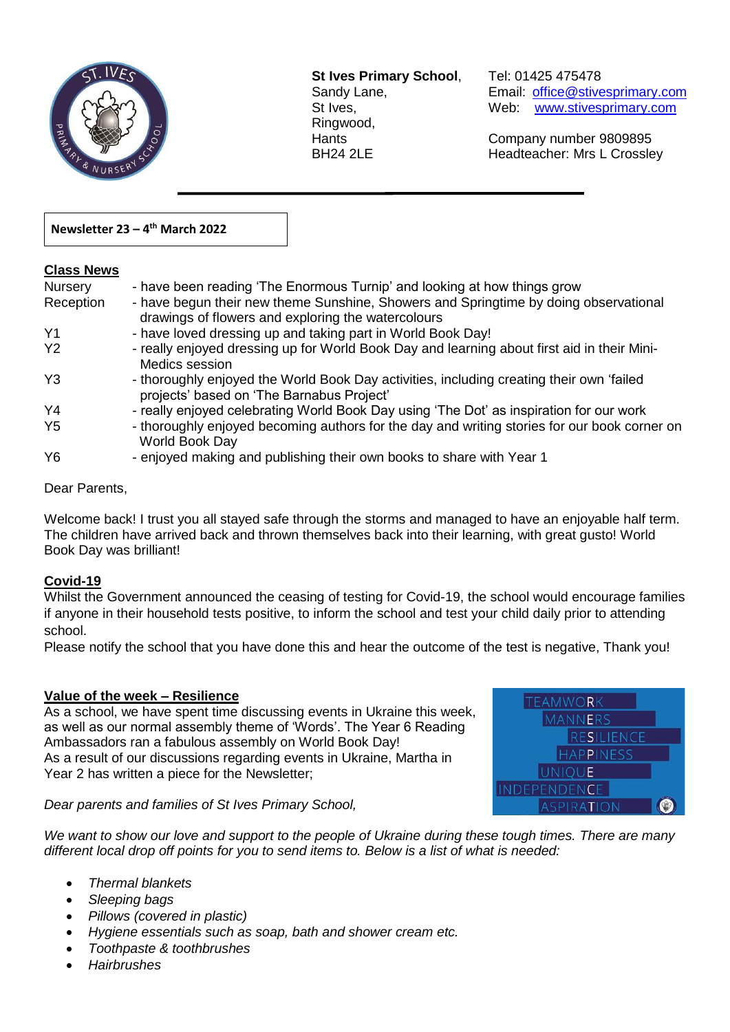**St Ives Primary School**,
Sandy Lane,
St Ives,
Ringwood,
Hants
BH24 2LE

Tel: 01425 475478
Email: office@stivesprimary.com
Web: www.stivesprimary.com

Company number 9809895
Headteacher: Mrs L Crossley

**Newsletter 23 – 4th March 2022**

## Class News

| | |
|---|---|
| Nursery | - have been reading 'The Enormous Turnip' and looking at how things grow |
| Reception | - have begun their new theme Sunshine, Showers and Springtime by doing observational drawings of flowers and exploring the watercolours |
| Y1 | - have loved dressing up and taking part in World Book Day! |
| Y2 | - really enjoyed dressing up for World Book Day and learning about first aid in their Mini-Medics session |
| Y3 | - thoroughly enjoyed the World Book Day activities, including creating their own 'failed projects' based on 'The Barnabus Project' |
| Y4 | - really enjoyed celebrating World Book Day using 'The Dot' as inspiration for our work |
| Y5 | - thoroughly enjoyed becoming authors for the day and writing stories for our book corner on World Book Day |
| Y6 | - enjoyed making and publishing their own books to share with Year 1 |

Dear Parents,

Welcome back! I trust you all stayed safe through the storms and managed to have an enjoyable half term. The children have arrived back and thrown themselves back into their learning, with great gusto! World Book Day was brilliant!

## Covid-19

Whilst the Government announced the ceasing of testing for Covid-19, the school would encourage families if anyone in their household tests positive, to inform the school and test your child daily prior to attending school.
Please notify the school that you have done this and hear the outcome of the test is negative, Thank you!

## Value of the week – Resilience

TEAMWORK
MANNERS
RESILIENCE
HAPPINESS
UNIQUE
INDEPENDENCE
ASPIRATION

As a school, we have spent time discussing events in Ukraine this week, as well as our normal assembly theme of 'Words'. The Year 6 Reading Ambassadors ran a fabulous assembly on World Book Day!
As a result of our discussions regarding events in Ukraine, Martha in Year 2 has written a piece for the Newsletter;

*Dear parents and families of St Ives Primary School,*

*We want to show our love and support to the people of Ukraine during these tough times. There are many different local drop off points for you to send items to. Below is a list of what is needed:*

- *Thermal blankets*
- *Sleeping bags*
- *Pillows (covered in plastic)*
- *Hygiene essentials such as soap, bath and shower cream etc.*
- *Toothpaste & toothbrushes*
- *Hairbrushes*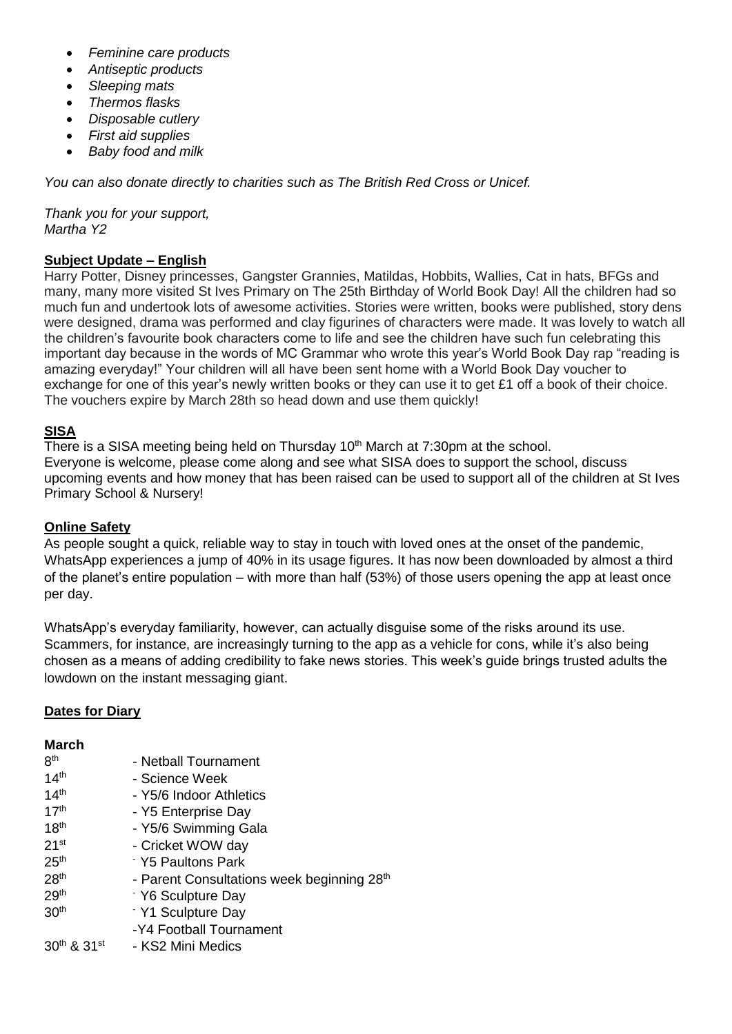- *Feminine care products*
- *Antiseptic products*
- *Sleeping mats*
- *Thermos flasks*
- *Disposable cutlery*
- *First aid supplies*
- *Baby food and milk*

*You can also donate directly to charities such as The British Red Cross or Unicef.*

*Thank you for your support,*
*Martha Y2*

**Subject Update – English**

Harry Potter, Disney princesses, Gangster Grannies, Matildas, Hobbits, Wallies, Cat in hats, BFGs and many, many more visited St Ives Primary on The 25th Birthday of World Book Day! All the children had so much fun and undertook lots of awesome activities. Stories were written, books were published, story dens were designed, drama was performed and clay figurines of characters were made. It was lovely to watch all the children's favourite book characters come to life and see the children have such fun celebrating this important day because in the words of MC Grammar who wrote this year's World Book Day rap "reading is amazing everyday!" Your children will all have been sent home with a World Book Day voucher to exchange for one of this year's newly written books or they can use it to get £1 off a book of their choice. The vouchers expire by March 28th so head down and use them quickly!

**SISA**

There is a SISA meeting being held on Thursday 10th March at 7:30pm at the school.
Everyone is welcome, please come along and see what SISA does to support the school, discuss upcoming events and how money that has been raised can be used to support all of the children at St Ives Primary School & Nursery!

**Online Safety**

As people sought a quick, reliable way to stay in touch with loved ones at the onset of the pandemic, WhatsApp experiences a jump of 40% in its usage figures. It has now been downloaded by almost a third of the planet's entire population – with more than half (53%) of those users opening the app at least once per day.

WhatsApp's everyday familiarity, however, can actually disguise some of the risks around its use. Scammers, for instance, are increasingly turning to the app as a vehicle for cons, while it's also being chosen as a means of adding credibility to fake news stories. This week's guide brings trusted adults the lowdown on the instant messaging giant.

**Dates for Diary**

**March**

| | |
|---|---|
| 8th | - Netball Tournament |
| 14th | - Science Week |
| 14th | - Y5/6 Indoor Athletics |
| 17th | - Y5 Enterprise Day |
| 18th | - Y5/6 Swimming Gala |
| 21st | - Cricket WOW day |
| 25th | - Y5 Paultons Park |
| 28th | - Parent Consultations week beginning 28th |
| 29th | - Y6 Sculpture Day |
| 30th | - Y1 Sculpture Day |
| | -Y4 Football Tournament |
| 30th & 31st | - KS2 Mini Medics |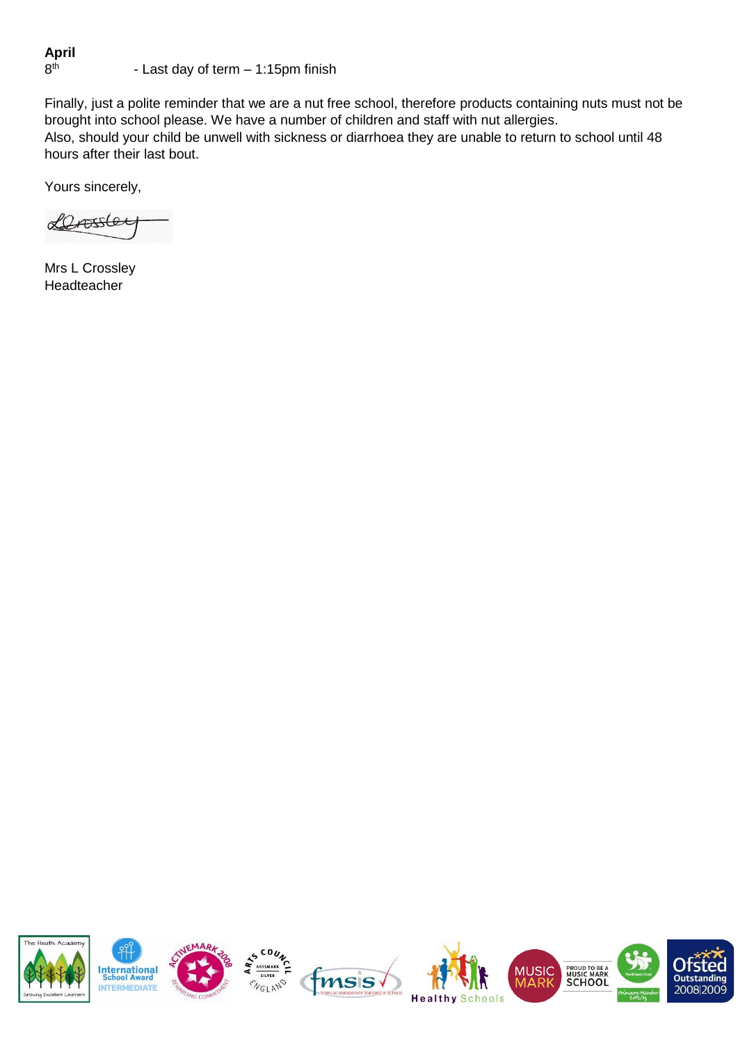**April**

8th - Last day of term – 1:15pm finish

Finally, just a polite reminder that we are a nut free school, therefore products containing nuts must not be brought into school please. We have a number of children and staff with nut allergies.
Also, should your child be unwell with sickness or diarrhoea they are unable to return to school until 48 hours after their last bout.

Yours sincerely,

Mrs L Crossley
Headteacher